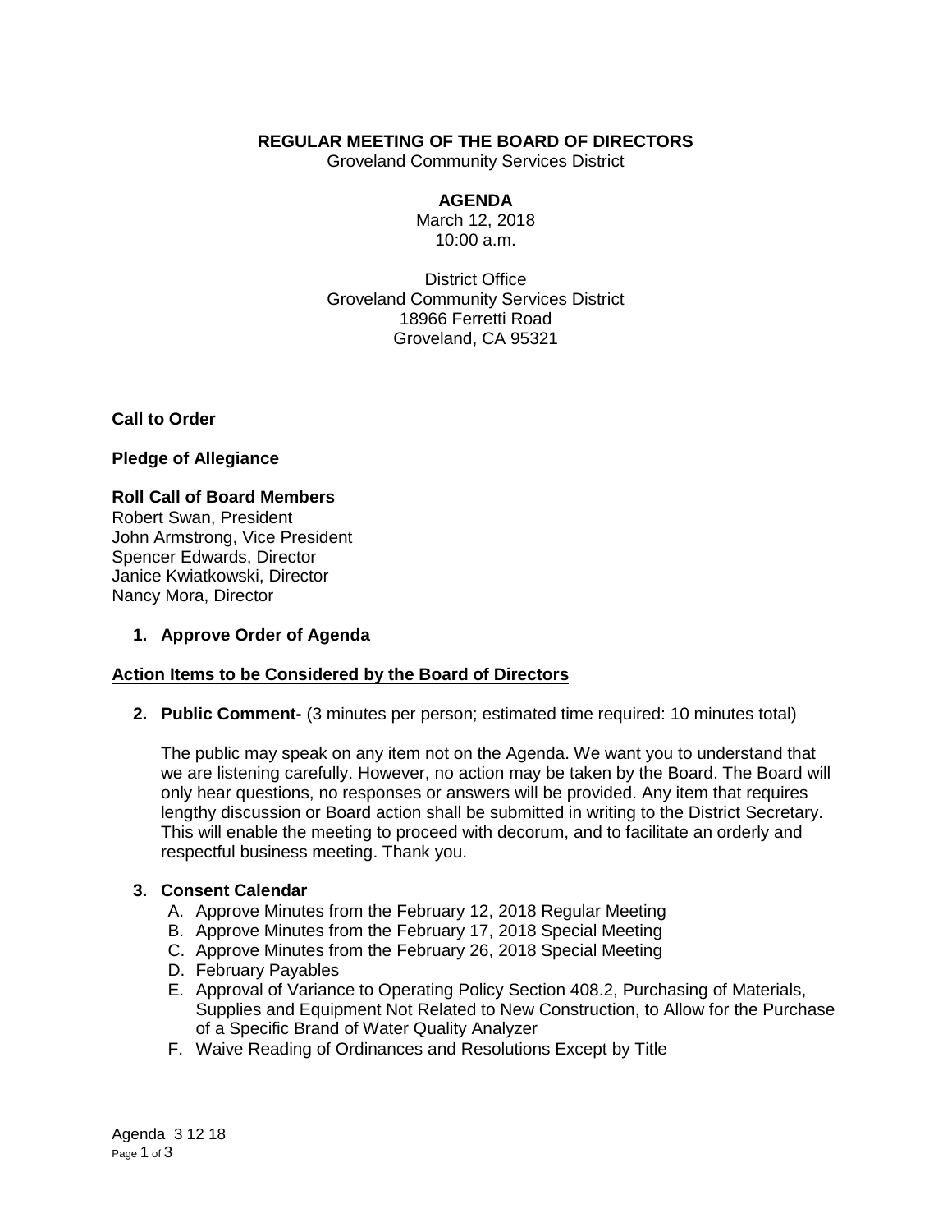**REGULAR MEETING OF THE BOARD OF DIRECTORS**
Groveland Community Services District

**AGENDA**
March 12, 2018
10:00 a.m.

District Office
Groveland Community Services District
18966 Ferretti Road
Groveland, CA 95321

**Call to Order**

**Pledge of Allegiance**

**Roll Call of Board Members**
Robert Swan, President
John Armstrong, Vice President
Spencer Edwards, Director
Janice Kwiatkowski, Director
Nancy Mora, Director

1. **Approve Order of Agenda**

**Action Items to be Considered by the Board of Directors**

2. **Public Comment-** (3 minutes per person; estimated time required: 10 minutes total)

   The public may speak on any item not on the Agenda. We want you to understand that we are listening carefully. However, no action may be taken by the Board. The Board will only hear questions, no responses or answers will be provided. Any item that requires lengthy discussion or Board action shall be submitted in writing to the District Secretary. This will enable the meeting to proceed with decorum, and to facilitate an orderly and respectful business meeting. Thank you.

3. **Consent Calendar**
   A. Approve Minutes from the February 12, 2018 Regular Meeting
   B. Approve Minutes from the February 17, 2018 Special Meeting
   C. Approve Minutes from the February 26, 2018 Special Meeting
   D. February Payables
   E. Approval of Variance to Operating Policy Section 408.2, Purchasing of Materials, Supplies and Equipment Not Related to New Construction, to Allow for the Purchase of a Specific Brand of Water Quality Analyzer
   F. Waive Reading of Ordinances and Resolutions Except by Title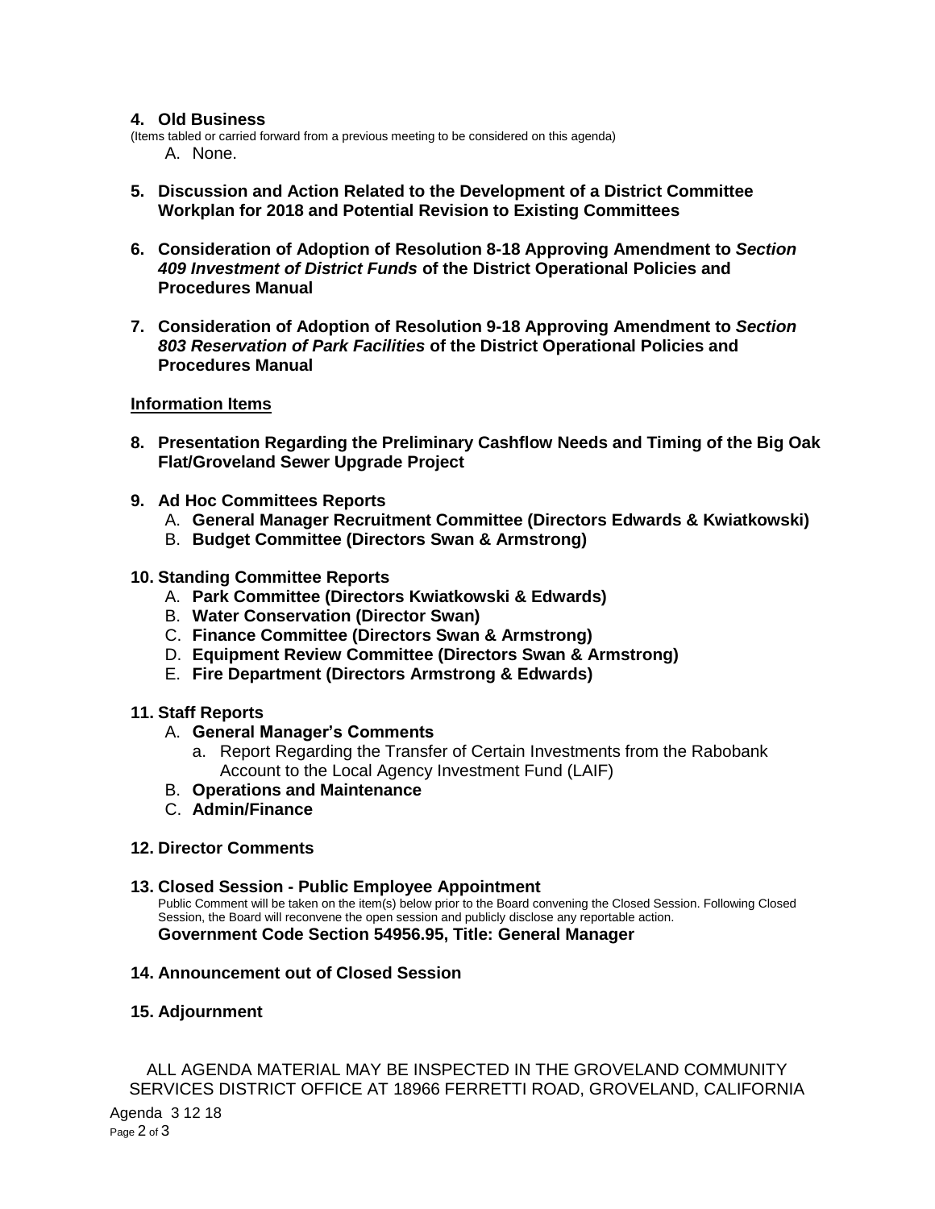**4. Old Business**

(Items tabled or carried forward from a previous meeting to be considered on this agenda)

A. None.

**5. Discussion and Action Related to the Development of a District Committee Workplan for 2018 and Potential Revision to Existing Committees**

**6. Consideration of Adoption of Resolution 8-18 Approving Amendment to *Section 409 Investment of District Funds* of the District Operational Policies and Procedures Manual**

**7. Consideration of Adoption of Resolution 9-18 Approving Amendment to *Section 803 Reservation of Park Facilities* of the District Operational Policies and Procedures Manual**

**Information Items**

**8. Presentation Regarding the Preliminary Cashflow Needs and Timing of the Big Oak Flat/Groveland Sewer Upgrade Project**

**9. Ad Hoc Committees Reports**

A. **General Manager Recruitment Committee (Directors Edwards & Kwiatkowski)**

B. **Budget Committee (Directors Swan & Armstrong)**

**10. Standing Committee Reports**

A. **Park Committee (Directors Kwiatkowski & Edwards)**

B. **Water Conservation (Director Swan)**

C. **Finance Committee (Directors Swan & Armstrong)**

D. **Equipment Review Committee (Directors Swan & Armstrong)**

E. **Fire Department (Directors Armstrong & Edwards)**

**11. Staff Reports**

A. **General Manager's Comments**

a. Report Regarding the Transfer of Certain Investments from the Rabobank Account to the Local Agency Investment Fund (LAIF)

B. **Operations and Maintenance**

C. **Admin/Finance**

**12. Director Comments**

**13. Closed Session - Public Employee Appointment**

Public Comment will be taken on the item(s) below prior to the Board convening the Closed Session. Following Closed Session, the Board will reconvene the open session and publicly disclose any reportable action.

**Government Code Section 54956.95, Title: General Manager**

**14. Announcement out of Closed Session**

**15. Adjournment**

ALL AGENDA MATERIAL MAY BE INSPECTED IN THE GROVELAND COMMUNITY SERVICES DISTRICT OFFICE AT 18966 FERRETTI ROAD, GROVELAND, CALIFORNIA

Agenda 3 12 18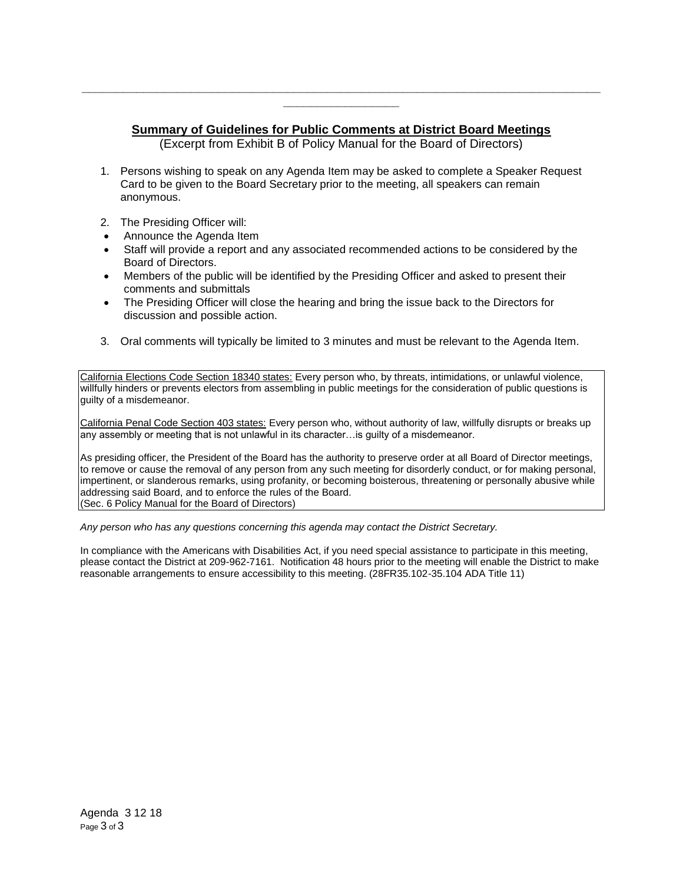## Summary of Guidelines for Public Comments at District Board Meetings

(Excerpt from Exhibit B of Policy Manual for the Board of Directors)

1. Persons wishing to speak on any Agenda Item may be asked to complete a Speaker Request Card to be given to the Board Secretary prior to the meeting, all speakers can remain anonymous.

2. The Presiding Officer will:
   - Announce the Agenda Item
   - Staff will provide a report and any associated recommended actions to be considered by the Board of Directors.
   - Members of the public will be identified by the Presiding Officer and asked to present their comments and submittals
   - The Presiding Officer will close the hearing and bring the issue back to the Directors for discussion and possible action.

3. Oral comments will typically be limited to 3 minutes and must be relevant to the Agenda Item.

California Elections Code Section 18340 states: Every person who, by threats, intimidations, or unlawful violence, willfully hinders or prevents electors from assembling in public meetings for the consideration of public questions is guilty of a misdemeanor.

California Penal Code Section 403 states: Every person who, without authority of law, willfully disrupts or breaks up any assembly or meeting that is not unlawful in its character…is guilty of a misdemeanor.

As presiding officer, the President of the Board has the authority to preserve order at all Board of Director meetings, to remove or cause the removal of any person from any such meeting for disorderly conduct, or for making personal, impertinent, or slanderous remarks, using profanity, or becoming boisterous, threatening or personally abusive while addressing said Board, and to enforce the rules of the Board.
(Sec. 6 Policy Manual for the Board of Directors)

*Any person who has any questions concerning this agenda may contact the District Secretary.*

In compliance with the Americans with Disabilities Act, if you need special assistance to participate in this meeting, please contact the District at 209-962-7161. Notification 48 hours prior to the meeting will enable the District to make reasonable arrangements to ensure accessibility to this meeting. (28FR35.102-35.104 ADA Title 11)